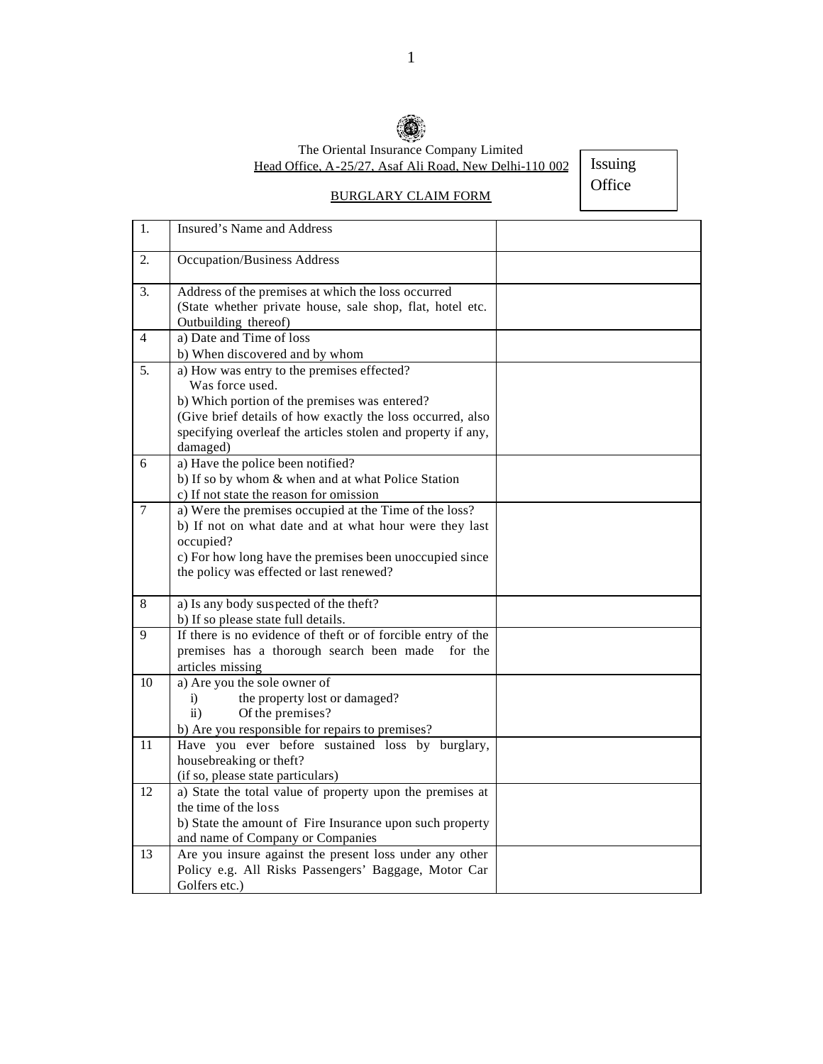The Oriental Insurance Company Limited

Head Office, A-25/27, Asaf Ali Road, New Delhi-110 002

Issuing Office

## BURGLARY CLAIM FORM

| | | |
|---|---|---|
| 1. | Insured's Name and Address | |
| 2. | Occupation/Business Address | |
| 3. | Address of the premises at which the loss occurred (State whether private house, sale shop, flat, hotel etc. Outbuilding thereof) | |
| 4 | a) Date and Time of loss<br>b) When discovered and by whom | |
| 5. | a) How was entry to the premises effected? Was force used.<br>b) Which portion of the premises was entered?<br>(Give brief details of how exactly the loss occurred, also specifying overleaf the articles stolen and property if any, damaged) | |
| 6 | a) Have the police been notified?<br>b) If so by whom & when and at what Police Station<br>c) If not state the reason for omission | |
| 7 | a) Were the premises occupied at the Time of the loss?<br>b) If not on what date and at what hour were they last occupied?<br>c) For how long have the premises been unoccupied since the policy was effected or last renewed? | |
| 8 | a) Is any body suspected of the theft?<br>b) If so please state full details. | |
| 9 | If there is no evidence of theft or of forcible entry of the premises has a thorough search been made for the articles missing | |
| 10 | a) Are you the sole owner of<br>i) the property lost or damaged?<br>ii) Of the premises?<br>b) Are you responsible for repairs to premises? | |
| 11 | Have you ever before sustained loss by burglary, housebreaking or theft?<br>(if so, please state particulars) | |
| 12 | a) State the total value of property upon the premises at the time of the loss<br>b) State the amount of Fire Insurance upon such property and name of Company or Companies | |
| 13 | Are you insure against the present loss under any other Policy e.g. All Risks Passengers' Baggage, Motor Car Golfers etc.) | |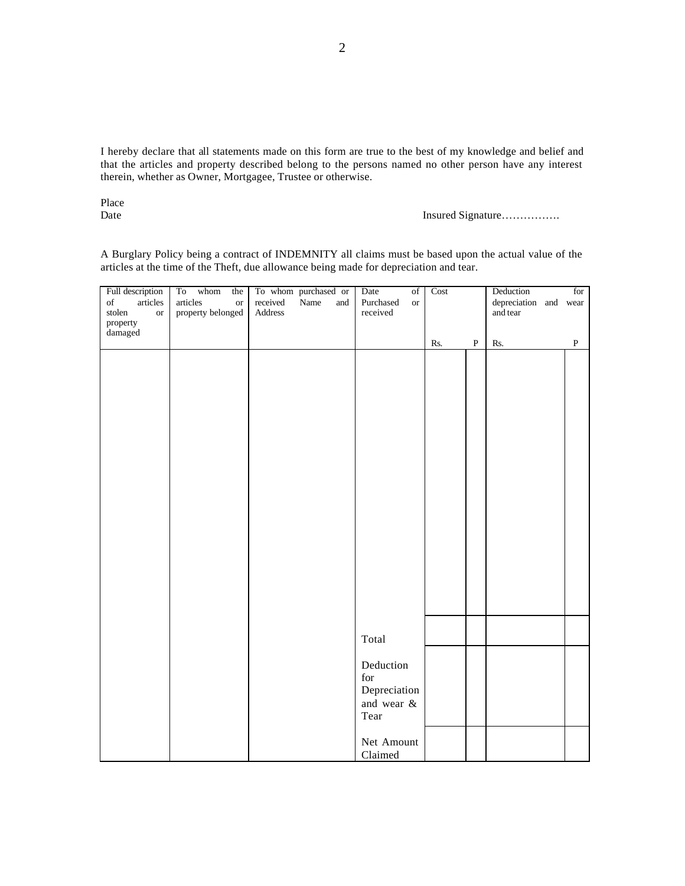I hereby declare that all statements made on this form are true to the best of my knowledge and belief and that the articles and property described belong to the persons named no other person have any interest therein, whether as Owner, Mortgagee, Trustee or otherwise.

Place
Date

Insured Signature…………….

A Burglary Policy being a contract of INDEMNITY all claims must be based upon the actual value of the articles at the time of the Theft, due allowance being made for depreciation and tear.

| Full description of articles stolen or property damaged | To whom the articles or property belonged | To whom purchased or received Name and Address | Date of Purchased or received | Cost | | Deduction for depreciation and wear and tear | |
|---|---|---|---|---|---|---|---|
| | | | | Rs. | P | Rs. | P |
| | | | | | | | |
| | | | Total | | | | |
| | | | Deduction for Depreciation and wear & Tear | | | | |
| | | | Net Amount Claimed | | | | |